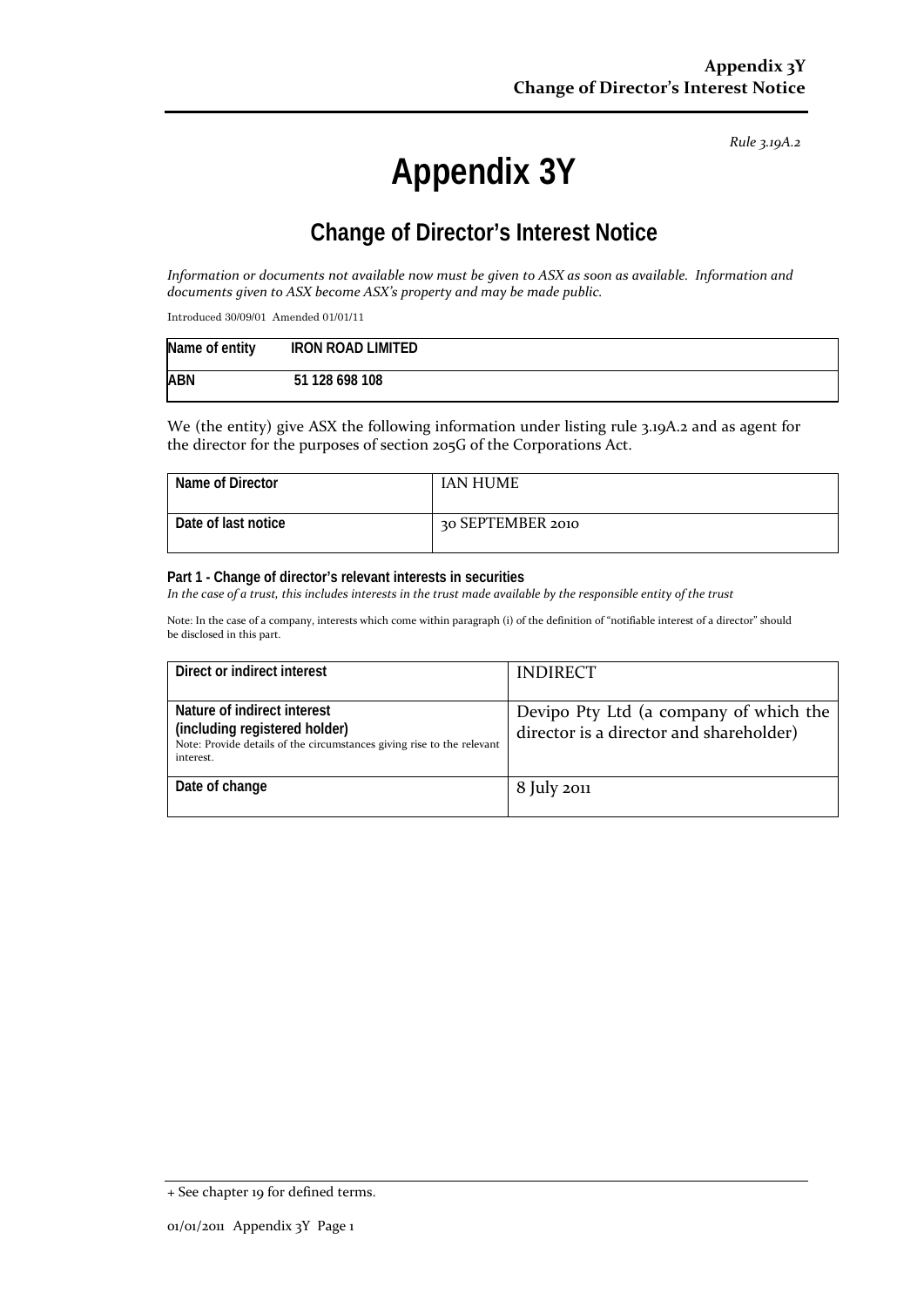Rule 3.19A.2

# Appendix 3Y

## Change of Director's Interest Notice

*Information or documents not available now must be given to ASX as soon as available. Information and documents given to ASX become ASX's property and may be made public.*

Introduced 30/09/01 Amended 01/01/11

| | |
|---|---|
| **Name of entity** | **IRON ROAD LIMITED** |
| **ABN** | **51 128 698 108** |

We (the entity) give ASX the following information under listing rule 3.19A.2 and as agent for the director for the purposes of section 205G of the Corporations Act.

| | |
|---|---|
| **Name of Director** | IAN HUME |
| **Date of last notice** | 30 SEPTEMBER 2010 |

**Part 1 - Change of director's relevant interests in securities**

*In the case of a trust, this includes interests in the trust made available by the responsible entity of the trust*

Note: In the case of a company, interests which come within paragraph (i) of the definition of "notifiable interest of a director" should be disclosed in this part.

| | |
|---|---|
| **Direct or indirect interest** | INDIRECT |
| **Nature of indirect interest (including registered holder)**<br>Note: Provide details of the circumstances giving rise to the relevant interest. | Devipo Pty Ltd (a company of which the director is a director and shareholder) |
| **Date of change** | 8 July 2011 |

+ See chapter 19 for defined terms.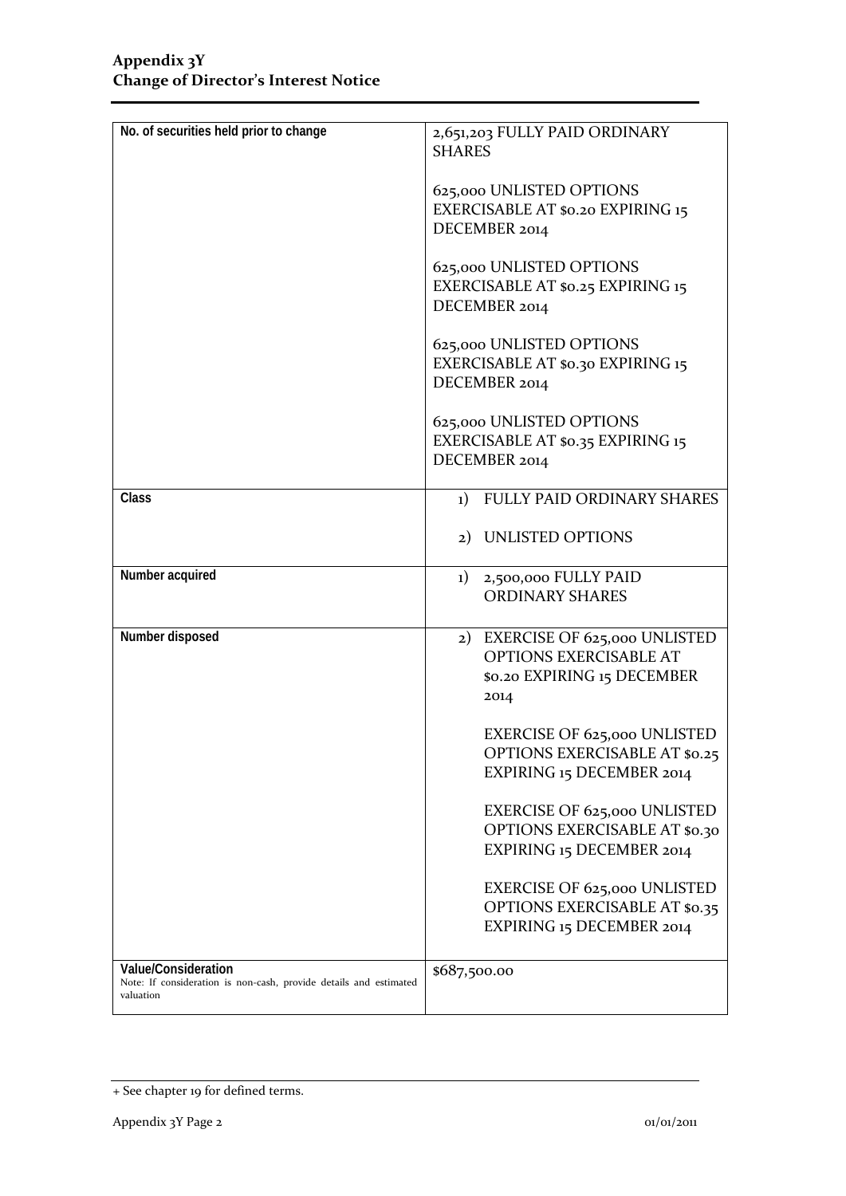| | |
|---|---|
| **No. of securities held prior to change** | 2,651,203 FULLY PAID ORDINARY SHARES<br><br>625,000 UNLISTED OPTIONS EXERCISABLE AT $0.20 EXPIRING 15 DECEMBER 2014<br><br>625,000 UNLISTED OPTIONS EXERCISABLE AT $0.25 EXPIRING 15 DECEMBER 2014<br><br>625,000 UNLISTED OPTIONS EXERCISABLE AT $0.30 EXPIRING 15 DECEMBER 2014<br><br>625,000 UNLISTED OPTIONS EXERCISABLE AT $0.35 EXPIRING 15 DECEMBER 2014 |
| **Class** | 1) FULLY PAID ORDINARY SHARES<br><br>2) UNLISTED OPTIONS |
| **Number acquired** | 1) 2,500,000 FULLY PAID ORDINARY SHARES |
| **Number disposed** | 2) EXERCISE OF 625,000 UNLISTED OPTIONS EXERCISABLE AT $0.20 EXPIRING 15 DECEMBER 2014<br><br>EXERCISE OF 625,000 UNLISTED OPTIONS EXERCISABLE AT $0.25 EXPIRING 15 DECEMBER 2014<br><br>EXERCISE OF 625,000 UNLISTED OPTIONS EXERCISABLE AT $0.30 EXPIRING 15 DECEMBER 2014<br><br>EXERCISE OF 625,000 UNLISTED OPTIONS EXERCISABLE AT $0.35 EXPIRING 15 DECEMBER 2014 |
| **Value/Consideration**<br>Note: If consideration is non-cash, provide details and estimated valuation | $687,500.00 |

+ See chapter 19 for defined terms.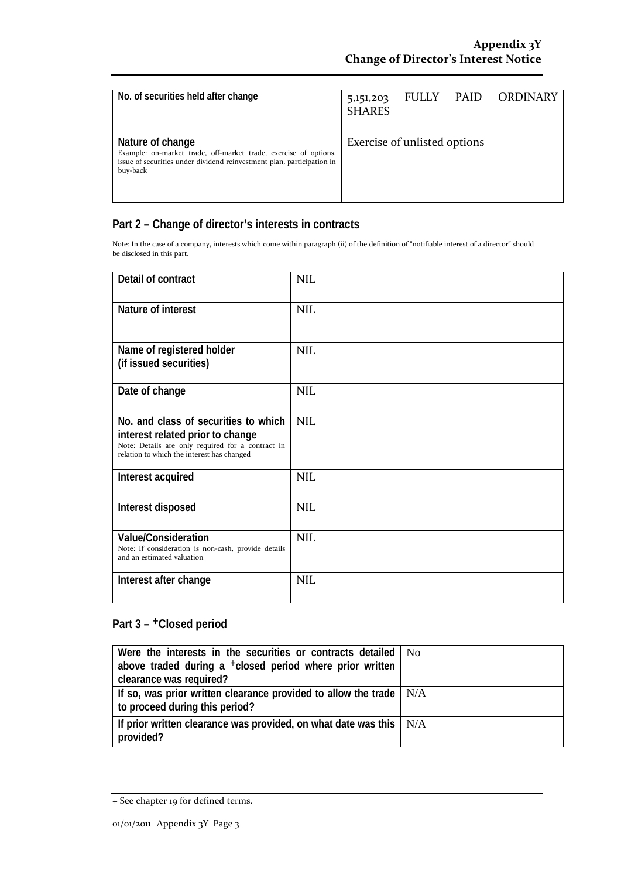| | |
|---|---|
| No. of securities held after change | 5,151,203 FULLY PAID ORDINARY SHARES |
| Nature of change<br>Example: on-market trade, off-market trade, exercise of options, issue of securities under dividend reinvestment plan, participation in buy-back | Exercise of unlisted options |

## Part 2 – Change of director's interests in contracts

Note: In the case of a company, interests which come within paragraph (ii) of the definition of "notifiable interest of a director" should be disclosed in this part.

| | |
|---|---|
| Detail of contract | NIL |
| Nature of interest | NIL |
| Name of registered holder<br>(if issued securities) | NIL |
| Date of change | NIL |
| No. and class of securities to which interest related prior to change<br>Note: Details are only required for a contract in relation to which the interest has changed | NIL |
| Interest acquired | NIL |
| Interest disposed | NIL |
| Value/Consideration<br>Note: If consideration is non-cash, provide details and an estimated valuation | NIL |
| Interest after change | NIL |

## Part 3 – +Closed period

| | |
|---|---|
| Were the interests in the securities or contracts detailed above traded during a +closed period where prior written clearance was required? | No |
| If so, was prior written clearance provided to allow the trade to proceed during this period? | N/A |
| If prior written clearance was provided, on what date was this provided? | N/A |

+ See chapter 19 for defined terms.